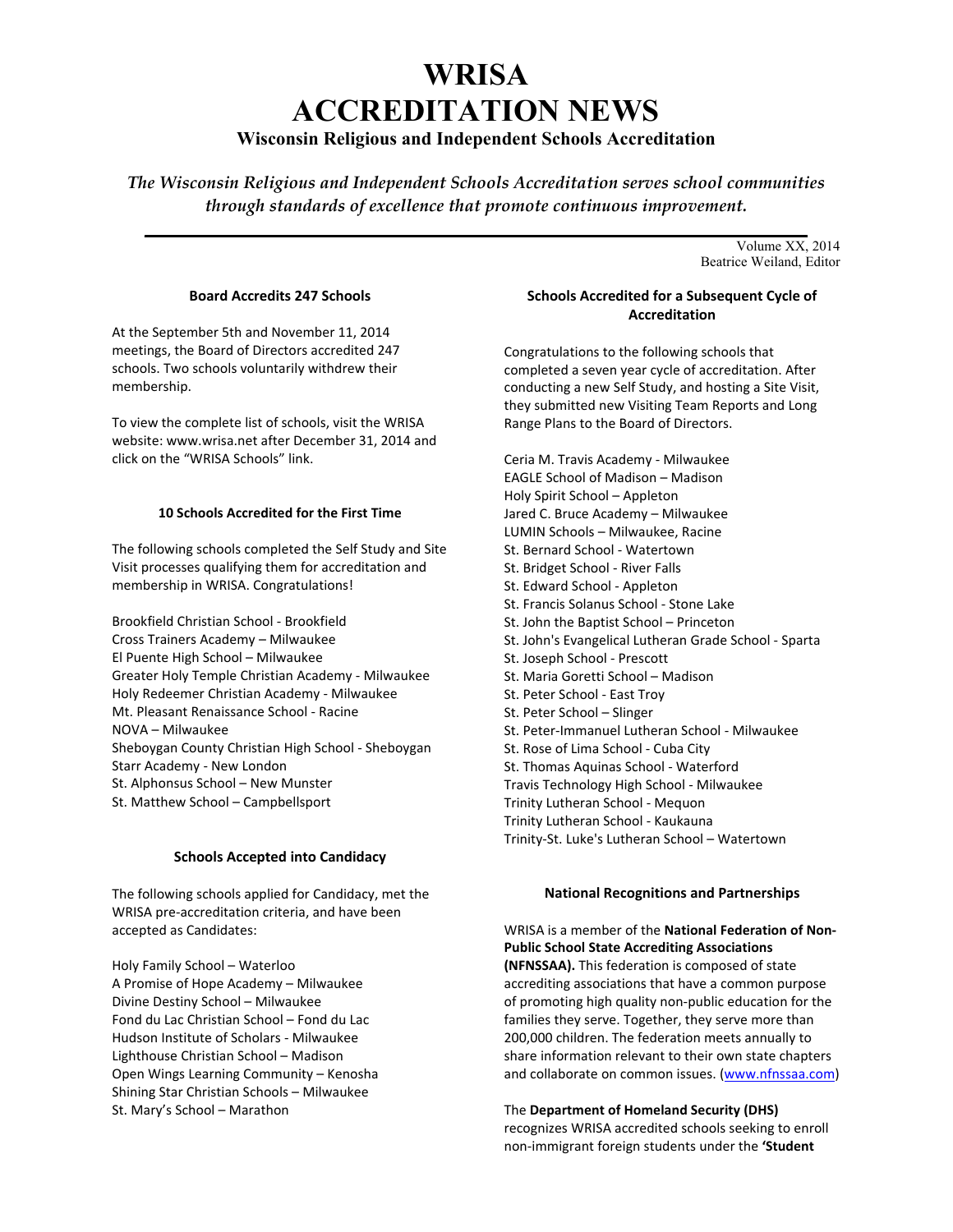# WRISA ACCREDITATION NEWS

## Wisconsin Religious and Independent Schools Accreditation

*The Wisconsin Religious and Independent Schools Accreditation serves school communities through standards of excellence that promote continuous improvement.*

Volume XX, 2014
Beatrice Weiland, Editor

### Board Accredits 247 Schools

At the September 5th and November 11, 2014 meetings, the Board of Directors accredited 247 schools. Two schools voluntarily withdrew their membership.

To view the complete list of schools, visit the WRISA website: www.wrisa.net after December 31, 2014 and click on the "WRISA Schools" link.

### 10 Schools Accredited for the First Time

The following schools completed the Self Study and Site Visit processes qualifying them for accreditation and membership in WRISA. Congratulations!

Brookfield Christian School - Brookfield
Cross Trainers Academy – Milwaukee
El Puente High School – Milwaukee
Greater Holy Temple Christian Academy - Milwaukee
Holy Redeemer Christian Academy - Milwaukee
Mt. Pleasant Renaissance School - Racine
NOVA – Milwaukee
Sheboygan County Christian High School - Sheboygan
Starr Academy - New London
St. Alphonsus School – New Munster
St. Matthew School – Campbellsport

### Schools Accepted into Candidacy

The following schools applied for Candidacy, met the WRISA pre-accreditation criteria, and have been accepted as Candidates:

Holy Family School – Waterloo
A Promise of Hope Academy – Milwaukee
Divine Destiny School – Milwaukee
Fond du Lac Christian School – Fond du Lac
Hudson Institute of Scholars - Milwaukee
Lighthouse Christian School – Madison
Open Wings Learning Community – Kenosha
Shining Star Christian Schools – Milwaukee
St. Mary's School – Marathon

### Schools Accredited for a Subsequent Cycle of Accreditation

Congratulations to the following schools that completed a seven year cycle of accreditation. After conducting a new Self Study, and hosting a Site Visit, they submitted new Visiting Team Reports and Long Range Plans to the Board of Directors.

Ceria M. Travis Academy - Milwaukee
EAGLE School of Madison – Madison
Holy Spirit School – Appleton
Jared C. Bruce Academy – Milwaukee
LUMIN Schools – Milwaukee, Racine
St. Bernard School - Watertown
St. Bridget School - River Falls
St. Edward School - Appleton
St. Francis Solanus School - Stone Lake
St. John the Baptist School – Princeton
St. John's Evangelical Lutheran Grade School - Sparta
St. Joseph School - Prescott
St. Maria Goretti School – Madison
St. Peter School - East Troy
St. Peter School – Slinger
St. Peter-Immanuel Lutheran School - Milwaukee
St. Rose of Lima School - Cuba City
St. Thomas Aquinas School - Waterford
Travis Technology High School - Milwaukee
Trinity Lutheran School - Mequon
Trinity Lutheran School - Kaukauna
Trinity-St. Luke's Lutheran School – Watertown

### National Recognitions and Partnerships

WRISA is a member of the **National Federation of Non-Public School State Accrediting Associations (NFNSSAA).** This federation is composed of state accrediting associations that have a common purpose of promoting high quality non-public education for the families they serve. Together, they serve more than 200,000 children. The federation meets annually to share information relevant to their own state chapters and collaborate on common issues. (www.nfnssaa.com)

The **Department of Homeland Security (DHS)** recognizes WRISA accredited schools seeking to enroll non-immigrant foreign students under the **'Student**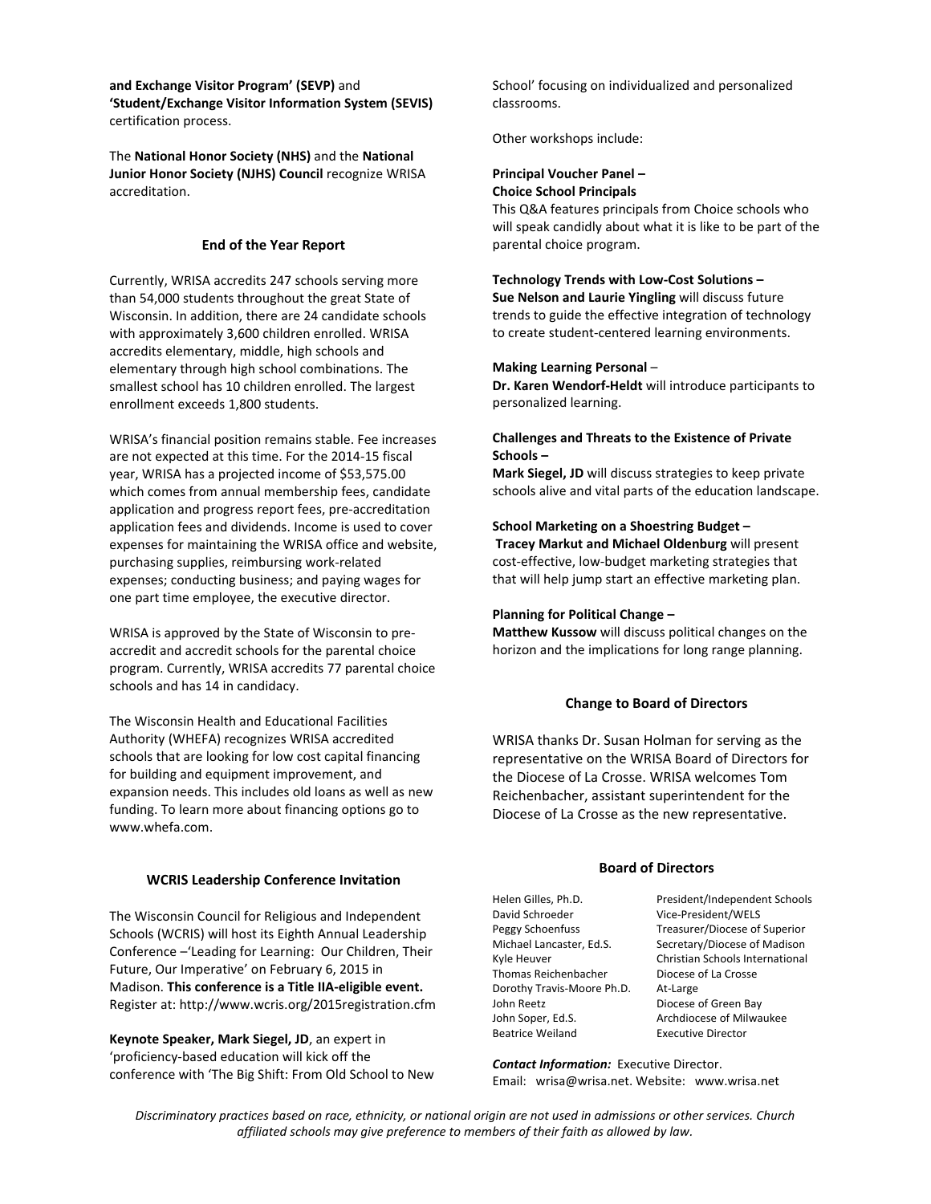**and Exchange Visitor Program' (SEVP)** and **'Student/Exchange Visitor Information System (SEVIS)** certification process.

The **National Honor Society (NHS)** and the **National Junior Honor Society (NJHS) Council** recognize WRISA accreditation.

### End of the Year Report

Currently, WRISA accredits 247 schools serving more than 54,000 students throughout the great State of Wisconsin. In addition, there are 24 candidate schools with approximately 3,600 children enrolled. WRISA accredits elementary, middle, high schools and elementary through high school combinations. The smallest school has 10 children enrolled. The largest enrollment exceeds 1,800 students.

WRISA's financial position remains stable. Fee increases are not expected at this time. For the 2014-15 fiscal year, WRISA has a projected income of $53,575.00 which comes from annual membership fees, candidate application and progress report fees, pre-accreditation application fees and dividends. Income is used to cover expenses for maintaining the WRISA office and website, purchasing supplies, reimbursing work-related expenses; conducting business; and paying wages for one part time employee, the executive director.

WRISA is approved by the State of Wisconsin to pre-accredit and accredit schools for the parental choice program. Currently, WRISA accredits 77 parental choice schools and has 14 in candidacy.

The Wisconsin Health and Educational Facilities Authority (WHEFA) recognizes WRISA accredited schools that are looking for low cost capital financing for building and equipment improvement, and expansion needs. This includes old loans as well as new funding. To learn more about financing options go to www.whefa.com.

### WCRIS Leadership Conference Invitation

The Wisconsin Council for Religious and Independent Schools (WCRIS) will host its Eighth Annual Leadership Conference –'Leading for Learning: Our Children, Their Future, Our Imperative' on February 6, 2015 in Madison. **This conference is a Title IIA-eligible event.** Register at: http://www.wcris.org/2015registration.cfm

**Keynote Speaker, Mark Siegel, JD**, an expert in 'proficiency-based education will kick off the conference with 'The Big Shift: From Old School to New School' focusing on individualized and personalized classrooms.

Other workshops include:

**Principal Voucher Panel – Choice School Principals**
This Q&A features principals from Choice schools who will speak candidly about what it is like to be part of the parental choice program.

**Technology Trends with Low-Cost Solutions – Sue Nelson and Laurie Yingling** will discuss future trends to guide the effective integration of technology to create student-centered learning environments.

**Making Learning Personal** –
**Dr. Karen Wendorf-Heldt** will introduce participants to personalized learning.

**Challenges and Threats to the Existence of Private Schools –**
**Mark Siegel, JD** will discuss strategies to keep private schools alive and vital parts of the education landscape.

**School Marketing on a Shoestring Budget –**
**Tracey Markut and Michael Oldenburg** will present cost-effective, low-budget marketing strategies that that will help jump start an effective marketing plan.

**Planning for Political Change –**
**Matthew Kussow** will discuss political changes on the horizon and the implications for long range planning.

### Change to Board of Directors

WRISA thanks Dr. Susan Holman for serving as the representative on the WRISA Board of Directors for the Diocese of La Crosse. WRISA welcomes Tom Reichenbacher, assistant superintendent for the Diocese of La Crosse as the new representative.

### Board of Directors

| | |
|---|---|
| Helen Gilles, Ph.D. | President/Independent Schools |
| David Schroeder | Vice-President/WELS |
| Peggy Schoenfuss | Treasurer/Diocese of Superior |
| Michael Lancaster, Ed.S. | Secretary/Diocese of Madison |
| Kyle Heuver | Christian Schools International |
| Thomas Reichenbacher | Diocese of La Crosse |
| Dorothy Travis-Moore Ph.D. | At-Large |
| John Reetz | Diocese of Green Bay |
| John Soper, Ed.S. | Archdiocese of Milwaukee |
| Beatrice Weiland | Executive Director |

***Contact Information:*** Executive Director.
Email: wrisa@wrisa.net. Website: www.wrisa.net

*Discriminatory practices based on race, ethnicity, or national origin are not used in admissions or other services. Church affiliated schools may give preference to members of their faith as allowed by law.*